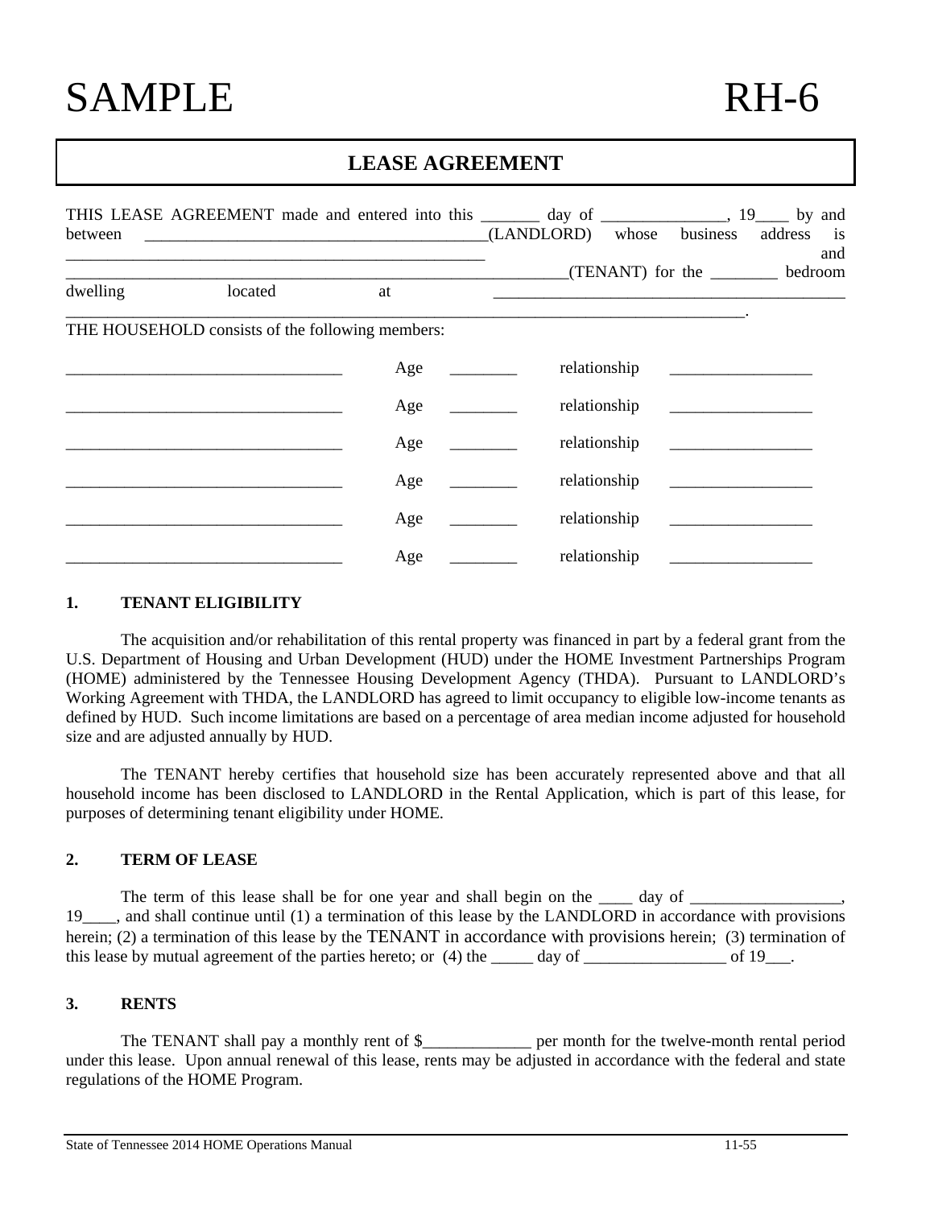SAMPLE RH-6

# LEASE AGREEMENT

THIS LEASE AGREEMENT made and entered into this _______ day of _______________, 19____ by and between _________________________________________(LANDLORD) whose business address is ____________________________________________________ and ____________________________________________________________(TENANT) for the ________ bedroom dwelling located at ____________________________________________ ______________________________________________________________________________________.

THE HOUSEHOLD consists of the following members:

_________________________________ Age ________ relationship _________________

_________________________________ Age ________ relationship _________________

_________________________________ Age ________ relationship _________________

_________________________________ Age ________ relationship _________________

_________________________________ Age ________ relationship _________________

_________________________________ Age ________ relationship _________________

### 1. TENANT ELIGIBILITY

The acquisition and/or rehabilitation of this rental property was financed in part by a federal grant from the U.S. Department of Housing and Urban Development (HUD) under the HOME Investment Partnerships Program (HOME) administered by the Tennessee Housing Development Agency (THDA). Pursuant to LANDLORD's Working Agreement with THDA, the LANDLORD has agreed to limit occupancy to eligible low-income tenants as defined by HUD. Such income limitations are based on a percentage of area median income adjusted for household size and are adjusted annually by HUD.

The TENANT hereby certifies that household size has been accurately represented above and that all household income has been disclosed to LANDLORD in the Rental Application, which is part of this lease, for purposes of determining tenant eligibility under HOME.

### 2. TERM OF LEASE

The term of this lease shall be for one year and shall begin on the ____ day of __________________, 19____, and shall continue until (1) a termination of this lease by the LANDLORD in accordance with provisions herein; (2) a termination of this lease by the TENANT in accordance with provisions herein; (3) termination of this lease by mutual agreement of the parties hereto; or (4) the _____ day of _________________ of 19___.

### 3. RENTS

The TENANT shall pay a monthly rent of $_____________ per month for the twelve-month rental period under this lease. Upon annual renewal of this lease, rents may be adjusted in accordance with the federal and state regulations of the HOME Program.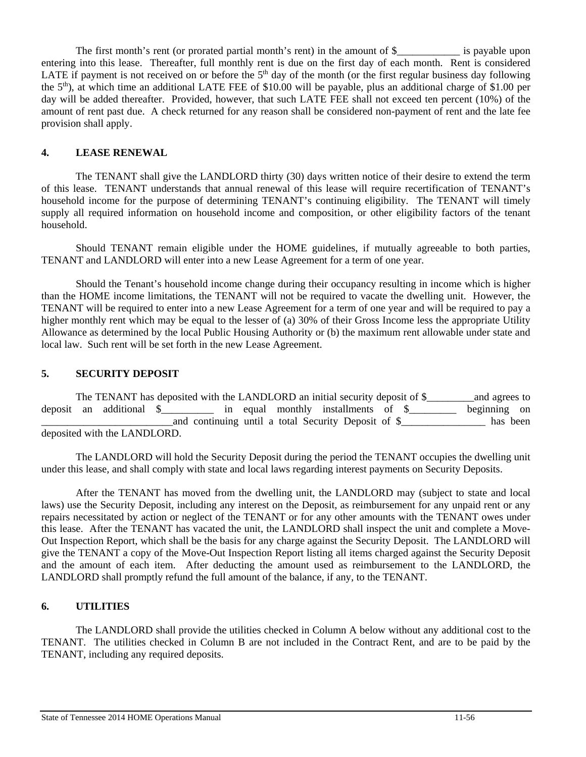The first month's rent (or prorated partial month's rent) in the amount of $____________ is payable upon entering into this lease. Thereafter, full monthly rent is due on the first day of each month. Rent is considered LATE if payment is not received on or before the 5th day of the month (or the first regular business day following the 5th), at which time an additional LATE FEE of $10.00 will be payable, plus an additional charge of $1.00 per day will be added thereafter. Provided, however, that such LATE FEE shall not exceed ten percent (10%) of the amount of rent past due. A check returned for any reason shall be considered non-payment of rent and the late fee provision shall apply.

## 4. LEASE RENEWAL

The TENANT shall give the LANDLORD thirty (30) days written notice of their desire to extend the term of this lease. TENANT understands that annual renewal of this lease will require recertification of TENANT's household income for the purpose of determining TENANT's continuing eligibility. The TENANT will timely supply all required information on household income and composition, or other eligibility factors of the tenant household.

Should TENANT remain eligible under the HOME guidelines, if mutually agreeable to both parties, TENANT and LANDLORD will enter into a new Lease Agreement for a term of one year.

Should the Tenant's household income change during their occupancy resulting in income which is higher than the HOME income limitations, the TENANT will not be required to vacate the dwelling unit. However, the TENANT will be required to enter into a new Lease Agreement for a term of one year and will be required to pay a higher monthly rent which may be equal to the lesser of (a) 30% of their Gross Income less the appropriate Utility Allowance as determined by the local Public Housing Authority or (b) the maximum rent allowable under state and local law. Such rent will be set forth in the new Lease Agreement.

## 5. SECURITY DEPOSIT

The TENANT has deposited with the LANDLORD an initial security deposit of $_________and agrees to deposit an additional $__________ in equal monthly installments of $_________ beginning on __________________________and continuing until a total Security Deposit of $________________ has been deposited with the LANDLORD.

The LANDLORD will hold the Security Deposit during the period the TENANT occupies the dwelling unit under this lease, and shall comply with state and local laws regarding interest payments on Security Deposits.

After the TENANT has moved from the dwelling unit, the LANDLORD may (subject to state and local laws) use the Security Deposit, including any interest on the Deposit, as reimbursement for any unpaid rent or any repairs necessitated by action or neglect of the TENANT or for any other amounts with the TENANT owes under this lease. After the TENANT has vacated the unit, the LANDLORD shall inspect the unit and complete a Move-Out Inspection Report, which shall be the basis for any charge against the Security Deposit. The LANDLORD will give the TENANT a copy of the Move-Out Inspection Report listing all items charged against the Security Deposit and the amount of each item. After deducting the amount used as reimbursement to the LANDLORD, the LANDLORD shall promptly refund the full amount of the balance, if any, to the TENANT.

## 6. UTILITIES

The LANDLORD shall provide the utilities checked in Column A below without any additional cost to the TENANT. The utilities checked in Column B are not included in the Contract Rent, and are to be paid by the TENANT, including any required deposits.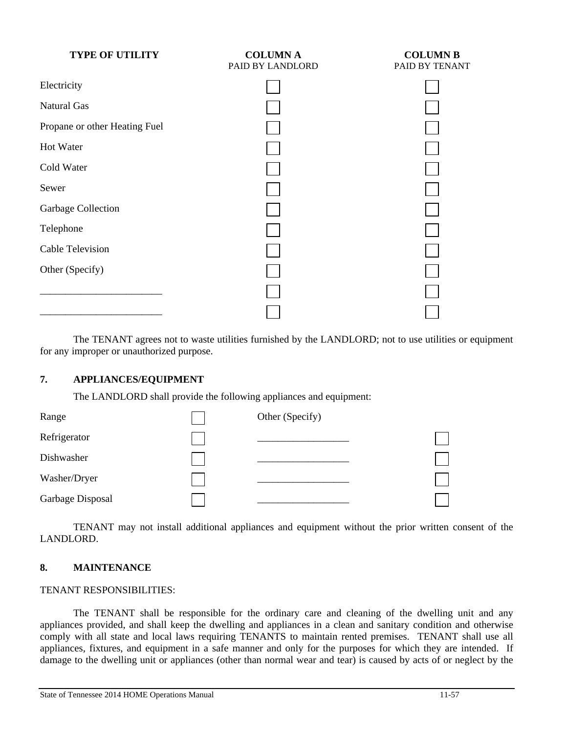| TYPE OF UTILITY | COLUMN A<br>PAID BY LANDLORD | COLUMN B<br>PAID BY TENANT |
|---|---|---|
| Electricity | ☐ | ☐ |
| Natural Gas | ☐ | ☐ |
| Propane or other Heating Fuel | ☐ | ☐ |
| Hot Water | ☐ | ☐ |
| Cold Water | ☐ | ☐ |
| Sewer | ☐ | ☐ |
| Garbage Collection | ☐ | ☐ |
| Telephone | ☐ | ☐ |
| Cable Television | ☐ | ☐ |
| Other (Specify) | ☐ | ☐ |
| ________________________ | ☐ | ☐ |
| ________________________ | ☐ | ☐ |

The TENANT agrees not to waste utilities furnished by the LANDLORD; not to use utilities or equipment for any improper or unauthorized purpose.

## 7. APPLIANCES/EQUIPMENT

The LANDLORD shall provide the following appliances and equipment:

| | | | |
|---|---|---|---|
| Range | ☐ | Other (Specify) | |
| Refrigerator | ☐ | __________________ | ☐ |
| Dishwasher | ☐ | __________________ | ☐ |
| Washer/Dryer | ☐ | __________________ | ☐ |
| Garbage Disposal | ☐ | __________________ | ☐ |

TENANT may not install additional appliances and equipment without the prior written consent of the LANDLORD.

## 8. MAINTENANCE

TENANT RESPONSIBILITIES:

The TENANT shall be responsible for the ordinary care and cleaning of the dwelling unit and any appliances provided, and shall keep the dwelling and appliances in a clean and sanitary condition and otherwise comply with all state and local laws requiring TENANTS to maintain rented premises. TENANT shall use all appliances, fixtures, and equipment in a safe manner and only for the purposes for which they are intended. If damage to the dwelling unit or appliances (other than normal wear and tear) is caused by acts of or neglect by the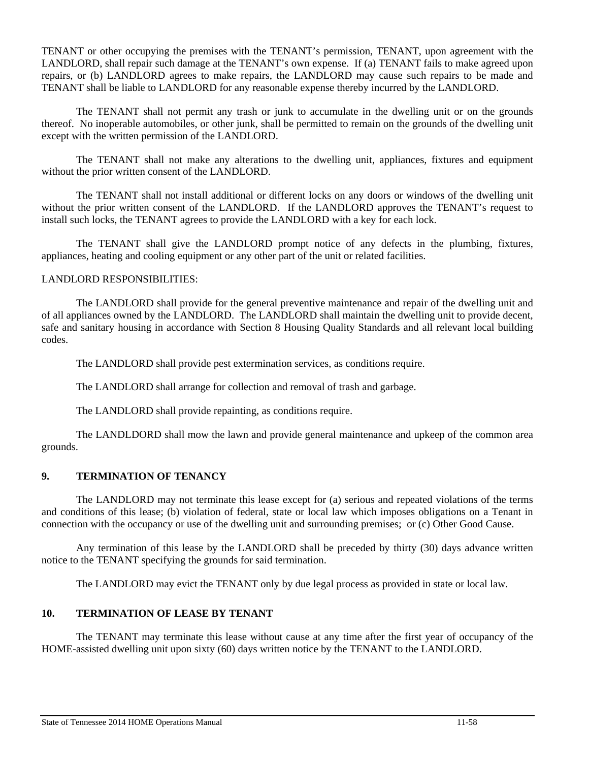TENANT or other occupying the premises with the TENANT's permission, TENANT, upon agreement with the LANDLORD, shall repair such damage at the TENANT's own expense. If (a) TENANT fails to make agreed upon repairs, or (b) LANDLORD agrees to make repairs, the LANDLORD may cause such repairs to be made and TENANT shall be liable to LANDLORD for any reasonable expense thereby incurred by the LANDLORD.

The TENANT shall not permit any trash or junk to accumulate in the dwelling unit or on the grounds thereof. No inoperable automobiles, or other junk, shall be permitted to remain on the grounds of the dwelling unit except with the written permission of the LANDLORD.

The TENANT shall not make any alterations to the dwelling unit, appliances, fixtures and equipment without the prior written consent of the LANDLORD.

The TENANT shall not install additional or different locks on any doors or windows of the dwelling unit without the prior written consent of the LANDLORD. If the LANDLORD approves the TENANT's request to install such locks, the TENANT agrees to provide the LANDLORD with a key for each lock.

The TENANT shall give the LANDLORD prompt notice of any defects in the plumbing, fixtures, appliances, heating and cooling equipment or any other part of the unit or related facilities.

LANDLORD RESPONSIBILITIES:

The LANDLORD shall provide for the general preventive maintenance and repair of the dwelling unit and of all appliances owned by the LANDLORD. The LANDLORD shall maintain the dwelling unit to provide decent, safe and sanitary housing in accordance with Section 8 Housing Quality Standards and all relevant local building codes.

The LANDLORD shall provide pest extermination services, as conditions require.

The LANDLORD shall arrange for collection and removal of trash and garbage.

The LANDLORD shall provide repainting, as conditions require.

The LANDLDORD shall mow the lawn and provide general maintenance and upkeep of the common area grounds.

## 9. TERMINATION OF TENANCY

The LANDLORD may not terminate this lease except for (a) serious and repeated violations of the terms and conditions of this lease; (b) violation of federal, state or local law which imposes obligations on a Tenant in connection with the occupancy or use of the dwelling unit and surrounding premises; or (c) Other Good Cause.

Any termination of this lease by the LANDLORD shall be preceded by thirty (30) days advance written notice to the TENANT specifying the grounds for said termination.

The LANDLORD may evict the TENANT only by due legal process as provided in state or local law.

## 10. TERMINATION OF LEASE BY TENANT

The TENANT may terminate this lease without cause at any time after the first year of occupancy of the HOME-assisted dwelling unit upon sixty (60) days written notice by the TENANT to the LANDLORD.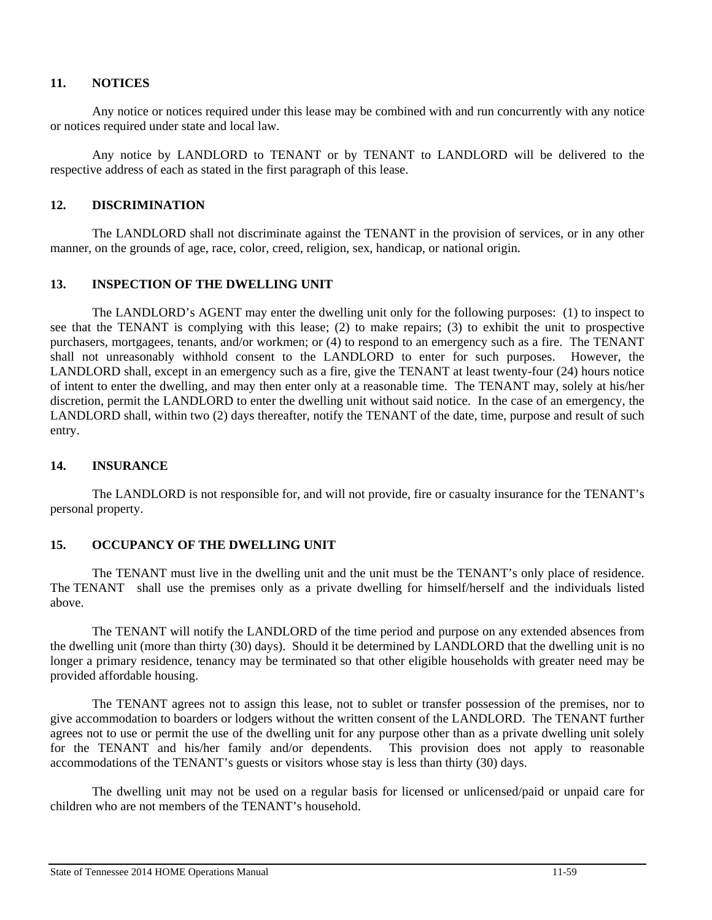## 11. NOTICES

Any notice or notices required under this lease may be combined with and run concurrently with any notice or notices required under state and local law.

Any notice by LANDLORD to TENANT or by TENANT to LANDLORD will be delivered to the respective address of each as stated in the first paragraph of this lease.

## 12. DISCRIMINATION

The LANDLORD shall not discriminate against the TENANT in the provision of services, or in any other manner, on the grounds of age, race, color, creed, religion, sex, handicap, or national origin.

## 13. INSPECTION OF THE DWELLING UNIT

The LANDLORD's AGENT may enter the dwelling unit only for the following purposes: (1) to inspect to see that the TENANT is complying with this lease; (2) to make repairs; (3) to exhibit the unit to prospective purchasers, mortgagees, tenants, and/or workmen; or (4) to respond to an emergency such as a fire. The TENANT shall not unreasonably withhold consent to the LANDLORD to enter for such purposes. However, the LANDLORD shall, except in an emergency such as a fire, give the TENANT at least twenty-four (24) hours notice of intent to enter the dwelling, and may then enter only at a reasonable time. The TENANT may, solely at his/her discretion, permit the LANDLORD to enter the dwelling unit without said notice. In the case of an emergency, the LANDLORD shall, within two (2) days thereafter, notify the TENANT of the date, time, purpose and result of such entry.

## 14. INSURANCE

The LANDLORD is not responsible for, and will not provide, fire or casualty insurance for the TENANT's personal property.

## 15. OCCUPANCY OF THE DWELLING UNIT

The TENANT must live in the dwelling unit and the unit must be the TENANT's only place of residence. The TENANT shall use the premises only as a private dwelling for himself/herself and the individuals listed above.

The TENANT will notify the LANDLORD of the time period and purpose on any extended absences from the dwelling unit (more than thirty (30) days). Should it be determined by LANDLORD that the dwelling unit is no longer a primary residence, tenancy may be terminated so that other eligible households with greater need may be provided affordable housing.

The TENANT agrees not to assign this lease, not to sublet or transfer possession of the premises, nor to give accommodation to boarders or lodgers without the written consent of the LANDLORD. The TENANT further agrees not to use or permit the use of the dwelling unit for any purpose other than as a private dwelling unit solely for the TENANT and his/her family and/or dependents. This provision does not apply to reasonable accommodations of the TENANT's guests or visitors whose stay is less than thirty (30) days.

The dwelling unit may not be used on a regular basis for licensed or unlicensed/paid or unpaid care for children who are not members of the TENANT's household.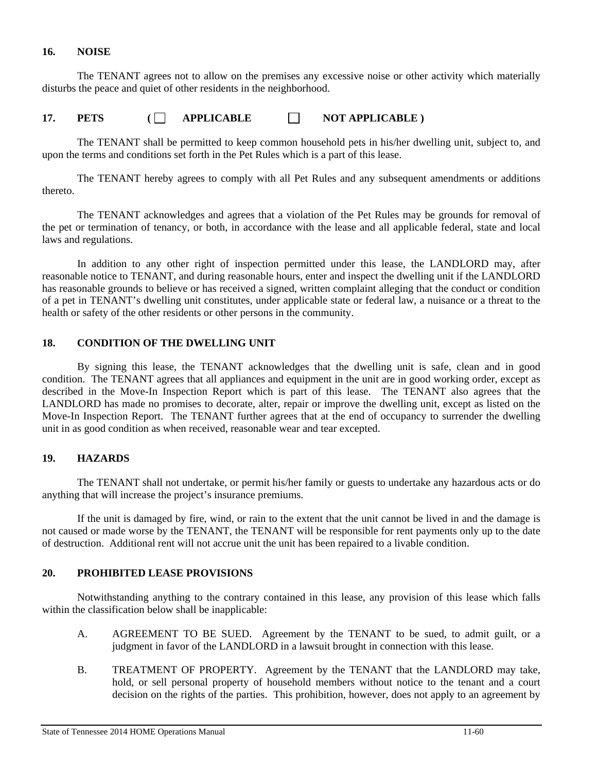## 16. NOISE

The TENANT agrees not to allow on the premises any excessive noise or other activity which materially disturbs the peace and quiet of other residents in the neighborhood.

## 17. PETS ( ☐ APPLICABLE ☐ NOT APPLICABLE )

The TENANT shall be permitted to keep common household pets in his/her dwelling unit, subject to, and upon the terms and conditions set forth in the Pet Rules which is a part of this lease.

The TENANT hereby agrees to comply with all Pet Rules and any subsequent amendments or additions thereto.

The TENANT acknowledges and agrees that a violation of the Pet Rules may be grounds for removal of the pet or termination of tenancy, or both, in accordance with the lease and all applicable federal, state and local laws and regulations.

In addition to any other right of inspection permitted under this lease, the LANDLORD may, after reasonable notice to TENANT, and during reasonable hours, enter and inspect the dwelling unit if the LANDLORD has reasonable grounds to believe or has received a signed, written complaint alleging that the conduct or condition of a pet in TENANT's dwelling unit constitutes, under applicable state or federal law, a nuisance or a threat to the health or safety of the other residents or other persons in the community.

## 18. CONDITION OF THE DWELLING UNIT

By signing this lease, the TENANT acknowledges that the dwelling unit is safe, clean and in good condition. The TENANT agrees that all appliances and equipment in the unit are in good working order, except as described in the Move-In Inspection Report which is part of this lease. The TENANT also agrees that the LANDLORD has made no promises to decorate, alter, repair or improve the dwelling unit, except as listed on the Move-In Inspection Report. The TENANT further agrees that at the end of occupancy to surrender the dwelling unit in as good condition as when received, reasonable wear and tear excepted.

## 19. HAZARDS

The TENANT shall not undertake, or permit his/her family or guests to undertake any hazardous acts or do anything that will increase the project's insurance premiums.

If the unit is damaged by fire, wind, or rain to the extent that the unit cannot be lived in and the damage is not caused or made worse by the TENANT, the TENANT will be responsible for rent payments only up to the date of destruction. Additional rent will not accrue unit the unit has been repaired to a livable condition.

## 20. PROHIBITED LEASE PROVISIONS

Notwithstanding anything to the contrary contained in this lease, any provision of this lease which falls within the classification below shall be inapplicable:

A. AGREEMENT TO BE SUED. Agreement by the TENANT to be sued, to admit guilt, or a judgment in favor of the LANDLORD in a lawsuit brought in connection with this lease.

B. TREATMENT OF PROPERTY. Agreement by the TENANT that the LANDLORD may take, hold, or sell personal property of household members without notice to the tenant and a court decision on the rights of the parties. This prohibition, however, does not apply to an agreement by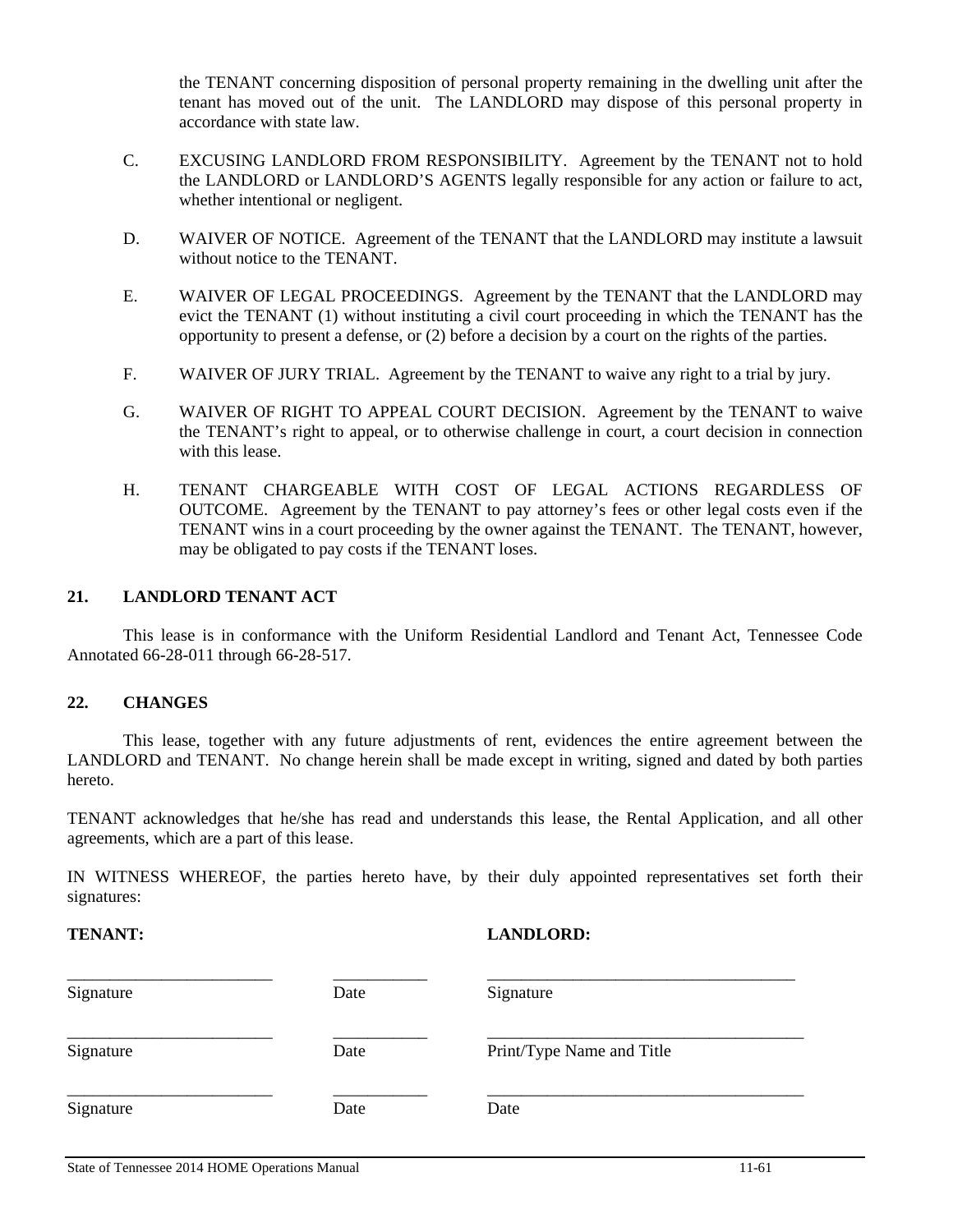the TENANT concerning disposition of personal property remaining in the dwelling unit after the tenant has moved out of the unit. The LANDLORD may dispose of this personal property in accordance with state law.

C. EXCUSING LANDLORD FROM RESPONSIBILITY. Agreement by the TENANT not to hold the LANDLORD or LANDLORD'S AGENTS legally responsible for any action or failure to act, whether intentional or negligent.

D. WAIVER OF NOTICE. Agreement of the TENANT that the LANDLORD may institute a lawsuit without notice to the TENANT.

E. WAIVER OF LEGAL PROCEEDINGS. Agreement by the TENANT that the LANDLORD may evict the TENANT (1) without instituting a civil court proceeding in which the TENANT has the opportunity to present a defense, or (2) before a decision by a court on the rights of the parties.

F. WAIVER OF JURY TRIAL. Agreement by the TENANT to waive any right to a trial by jury.

G. WAIVER OF RIGHT TO APPEAL COURT DECISION. Agreement by the TENANT to waive the TENANT's right to appeal, or to otherwise challenge in court, a court decision in connection with this lease.

H. TENANT CHARGEABLE WITH COST OF LEGAL ACTIONS REGARDLESS OF OUTCOME. Agreement by the TENANT to pay attorney's fees or other legal costs even if the TENANT wins in a court proceeding by the owner against the TENANT. The TENANT, however, may be obligated to pay costs if the TENANT loses.

**21. LANDLORD TENANT ACT**

This lease is in conformance with the Uniform Residential Landlord and Tenant Act, Tennessee Code Annotated 66-28-011 through 66-28-517.

**22. CHANGES**

This lease, together with any future adjustments of rent, evidences the entire agreement between the LANDLORD and TENANT. No change herein shall be made except in writing, signed and dated by both parties hereto.

TENANT acknowledges that he/she has read and understands this lease, the Rental Application, and all other agreements, which are a part of this lease.

IN WITNESS WHEREOF, the parties hereto have, by their duly appointed representatives set forth their signatures:

**TENANT:** **LANDLORD:**

________________________ ___________ ____________________________________
Signature Date Signature

________________________ ___________ ____________________________________
Signature Date Print/Type Name and Title

________________________ ___________ ____________________________________
Signature Date Date